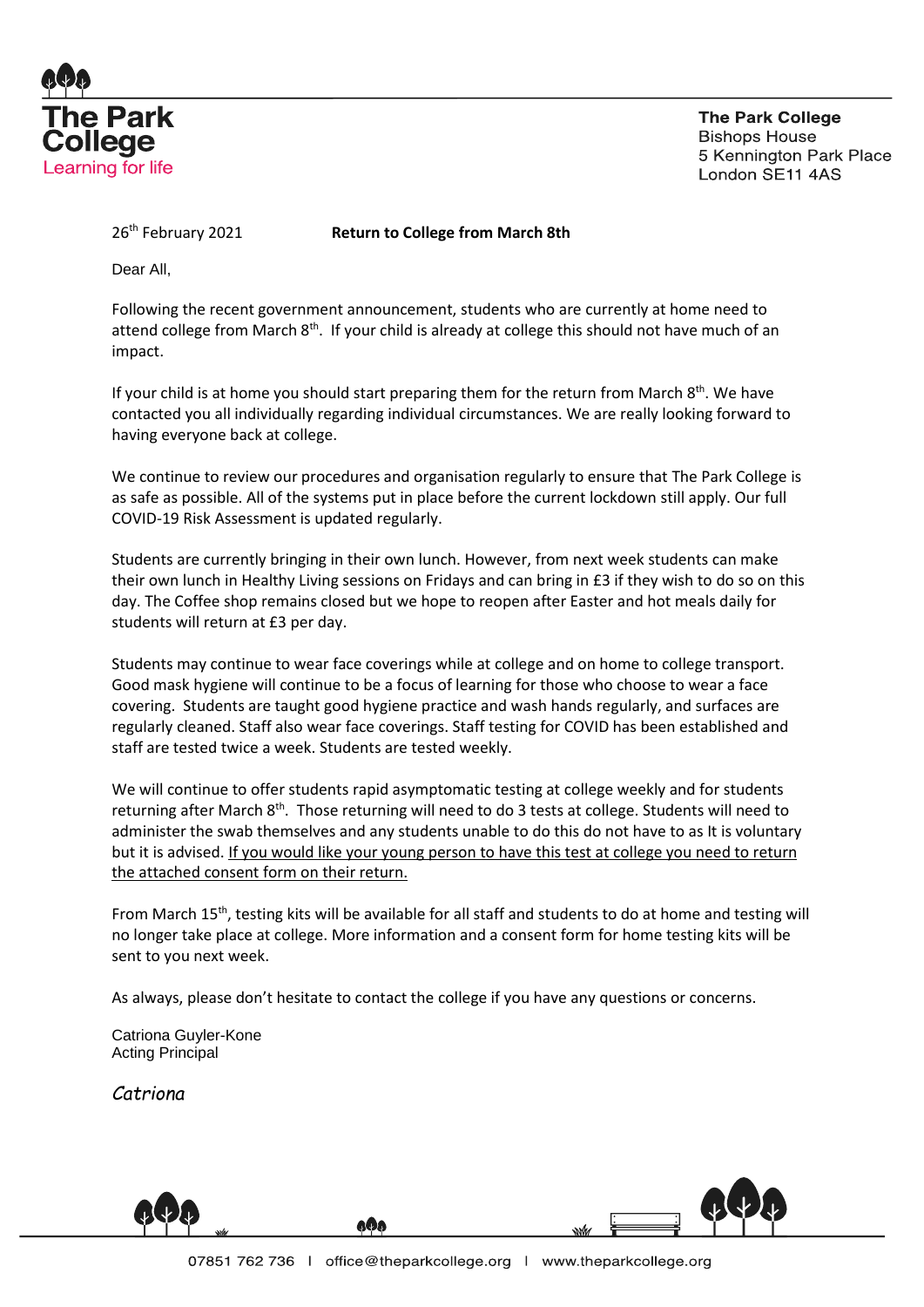**The Park College**
Learning for life

**The Park College**
Bishops House
5 Kennington Park Place
London SE11 4AS

26th February 2021 **Return to College from March 8th**

Dear All,

Following the recent government announcement, students who are currently at home need to attend college from March 8th. If your child is already at college this should not have much of an impact.

If your child is at home you should start preparing them for the return from March 8th. We have contacted you all individually regarding individual circumstances. We are really looking forward to having everyone back at college.

We continue to review our procedures and organisation regularly to ensure that The Park College is as safe as possible. All of the systems put in place before the current lockdown still apply. Our full COVID-19 Risk Assessment is updated regularly.

Students are currently bringing in their own lunch. However, from next week students can make their own lunch in Healthy Living sessions on Fridays and can bring in £3 if they wish to do so on this day. The Coffee shop remains closed but we hope to reopen after Easter and hot meals daily for students will return at £3 per day.

Students may continue to wear face coverings while at college and on home to college transport. Good mask hygiene will continue to be a focus of learning for those who choose to wear a face covering. Students are taught good hygiene practice and wash hands regularly, and surfaces are regularly cleaned. Staff also wear face coverings. Staff testing for COVID has been established and staff are tested twice a week. Students are tested weekly.

We will continue to offer students rapid asymptomatic testing at college weekly and for students returning after March 8th. Those returning will need to do 3 tests at college. Students will need to administer the swab themselves and any students unable to do this do not have to as It is voluntary but it is advised. If you would like your young person to have this test at college you need to return the attached consent form on their return.

From March 15th, testing kits will be available for all staff and students to do at home and testing will no longer take place at college. More information and a consent form for home testing kits will be sent to you next week.

As always, please don't hesitate to contact the college if you have any questions or concerns.

Catriona Guyler-Kone
Acting Principal

*Catriona*

07851 762 736 | office@theparkcollege.org | www.theparkcollege.org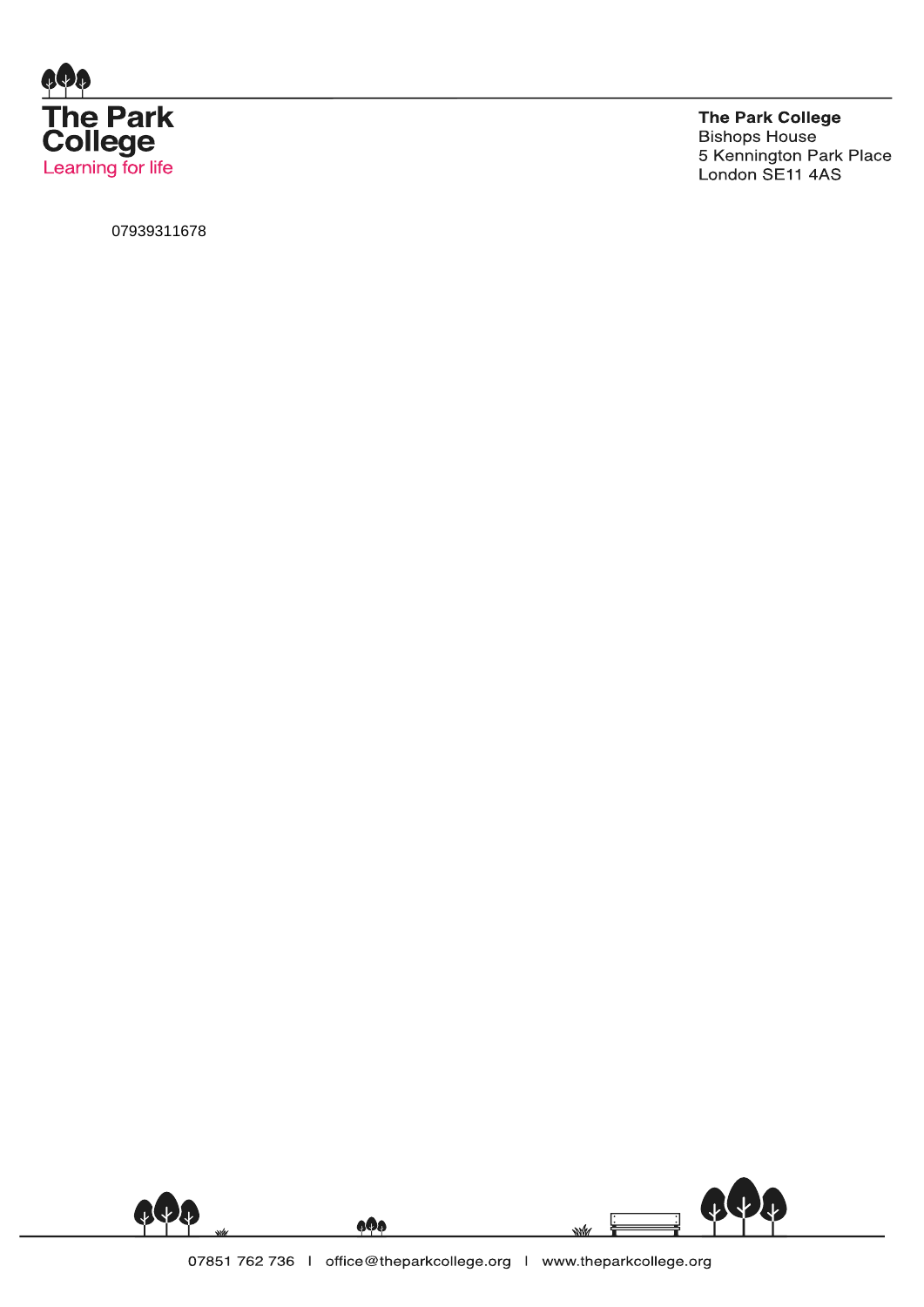**The Park College**
Bishops House
5 Kennington Park Place
London SE11 4AS

07939311678